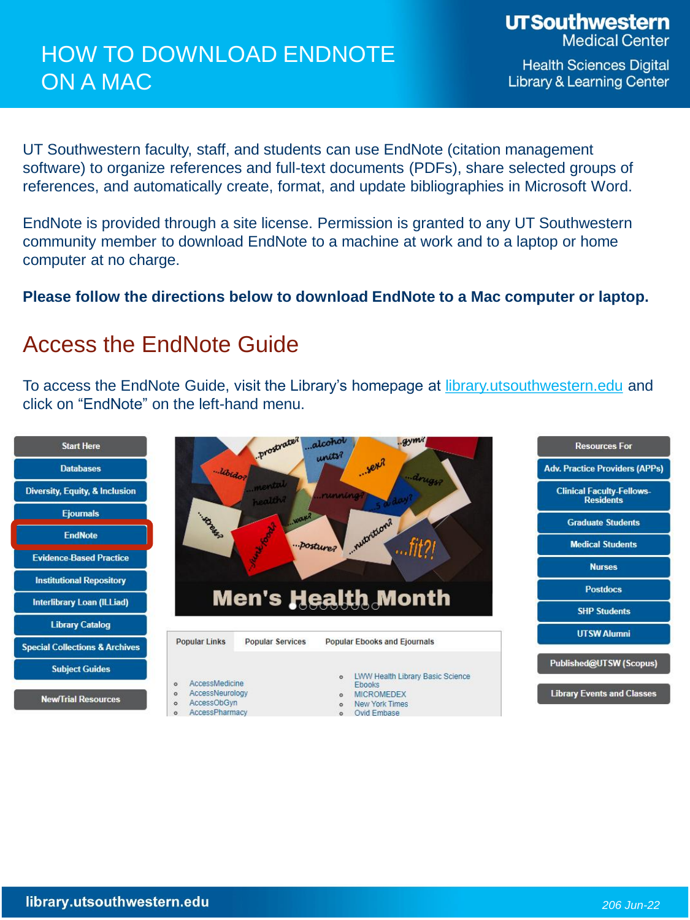# HOW TO DOWNLOAD ENDNOTE ON A MAC

UT Southwestern Medical Center
Health Sciences Digital Library & Learning Center

UT Southwestern faculty, staff, and students can use EndNote (citation management software) to organize references and full-text documents (PDFs), share selected groups of references, and automatically create, format, and update bibliographies in Microsoft Word.

EndNote is provided through a site license. Permission is granted to any UT Southwestern community member to download EndNote to a machine at work and to a laptop or home computer at no charge.

**Please follow the directions below to download EndNote to a Mac computer or laptop.**

## Access the EndNote Guide

To access the EndNote Guide, visit the Library's homepage at library.utsouthwestern.edu and click on "EndNote" on the left-hand menu.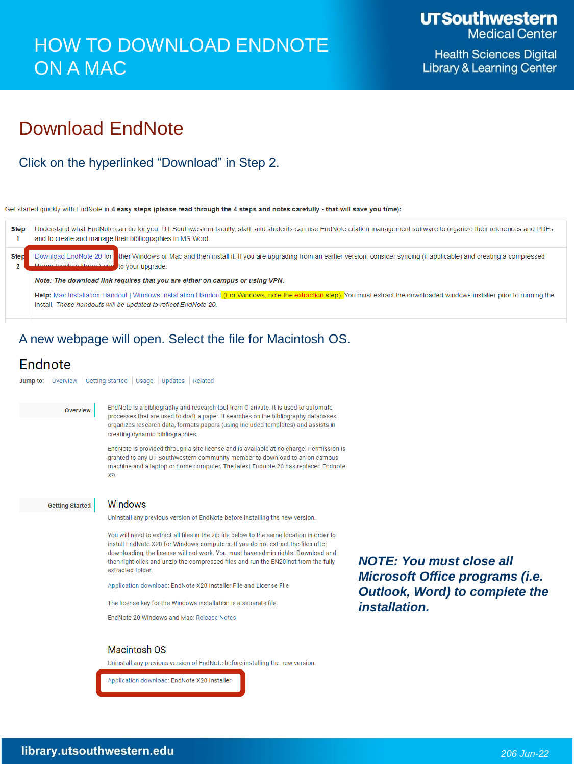# HOW TO DOWNLOAD ENDNOTE ON A MAC

UTSouthwestern Medical Center

Health Sciences Digital Library & Learning Center

## Download EndNote

### Click on the hyperlinked "Download" in Step 2.

Get started quickly with EndNote in **4 easy steps (please read through the 4 steps and notes carefully - that will save you time):**

| | |
|---|---|
| **Step 1** | Understand what EndNote can do for you. UT Southwestern faculty, staff, and students can use EndNote citation management software to organize their references and PDFs and to create and manage their bibliographies in MS Word. |
| **Step 2** | Download EndNote 20 for either Windows or Mac and then install it. If you are upgrading from an earlier version, consider syncing (if applicable) and creating a compressed library (backup library) prior to your upgrade.<br>***Note: The download link requires that you are either on campus or using VPN.***<br>**Help:** Mac Installation Handout \| Windows Installation Handout (For Windows, note the extraction step). You must extract the downloaded windows installer prior to running the install. *These handouts will be updated to reflect EndNote 20.* |

### A new webpage will open. Select the file for Macintosh OS.

## Endnote

**Jump to:** Overview | Getting Started | Usage | Updates | Related

**Overview**

EndNote is a bibliography and research tool from Clarivate. It is used to automate processes that are used to draft a paper. It searches online bibliography databases, organizes research data, formats papers (using included templates) and assists in creating dynamic bibliographies.

EndNote is provided through a site license and is available at no charge. Permission is granted to any UT Southwestern community member to download to an on-campus machine and a laptop or home computer. The latest Endnote 20 has replaced Endnote X9.

**Getting Started**

### Windows

Uninstall any previous version of EndNote before installing the new version.

You will need to extract all files in the zip file below to the same location in order to install EndNote X20 for Windows computers. If you do not extract the files after downloading, the license will not work. You must have admin rights. Download and then right-click and unzip the compressed files and run the EN20Inst from the fully extracted folder.

Application download: EndNote X20 Installer File and License File

The license key for the Windows installation is a separate file.

EndNote 20 Windows and Mac: Release Notes

### Macintosh OS

Uninstall any previous version of EndNote before installing the new version.

Application download: EndNote X20 Installer

***NOTE: You must close all Microsoft Office programs (i.e. Outlook, Word) to complete the installation.***

library.utsouthwestern.edu

*206 Jun-22*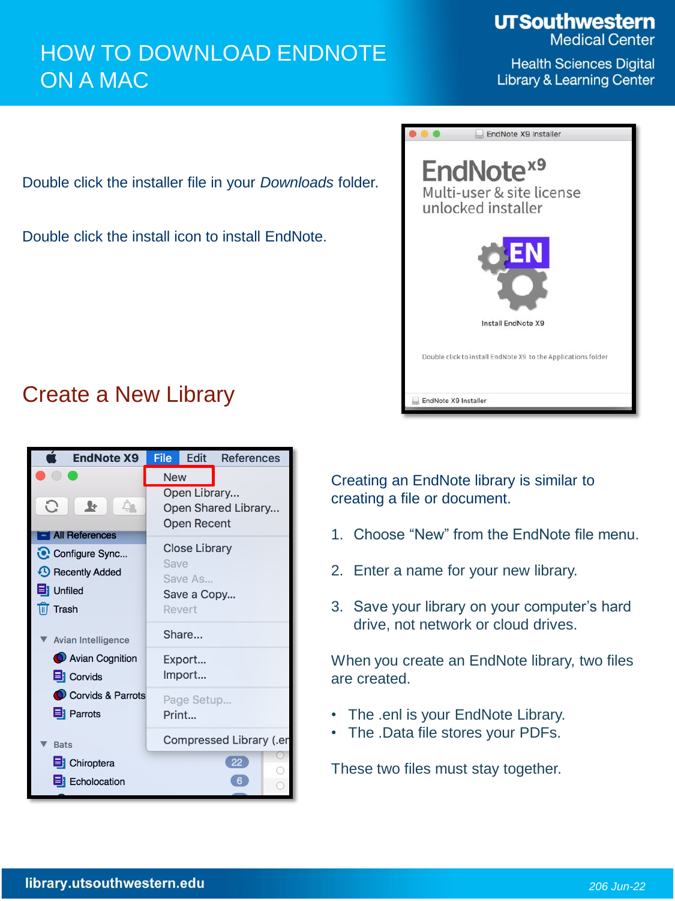# HOW TO DOWNLOAD ENDNOTE ON A MAC

UT Southwestern Medical Center

Health Sciences Digital Library & Learning Center

Double click the installer file in your *Downloads* folder.

Double click the install icon to install EndNote.

## Create a New Library

Creating an EndNote library is similar to creating a file or document.

1. Choose "New" from the EndNote file menu.
2. Enter a name for your new library.
3. Save your library on your computer's hard drive, not network or cloud drives.

When you create an EndNote library, two files are created.

- The .enl is your EndNote Library.
- The .Data file stores your PDFs.

These two files must stay together.

library.utsouthwestern.edu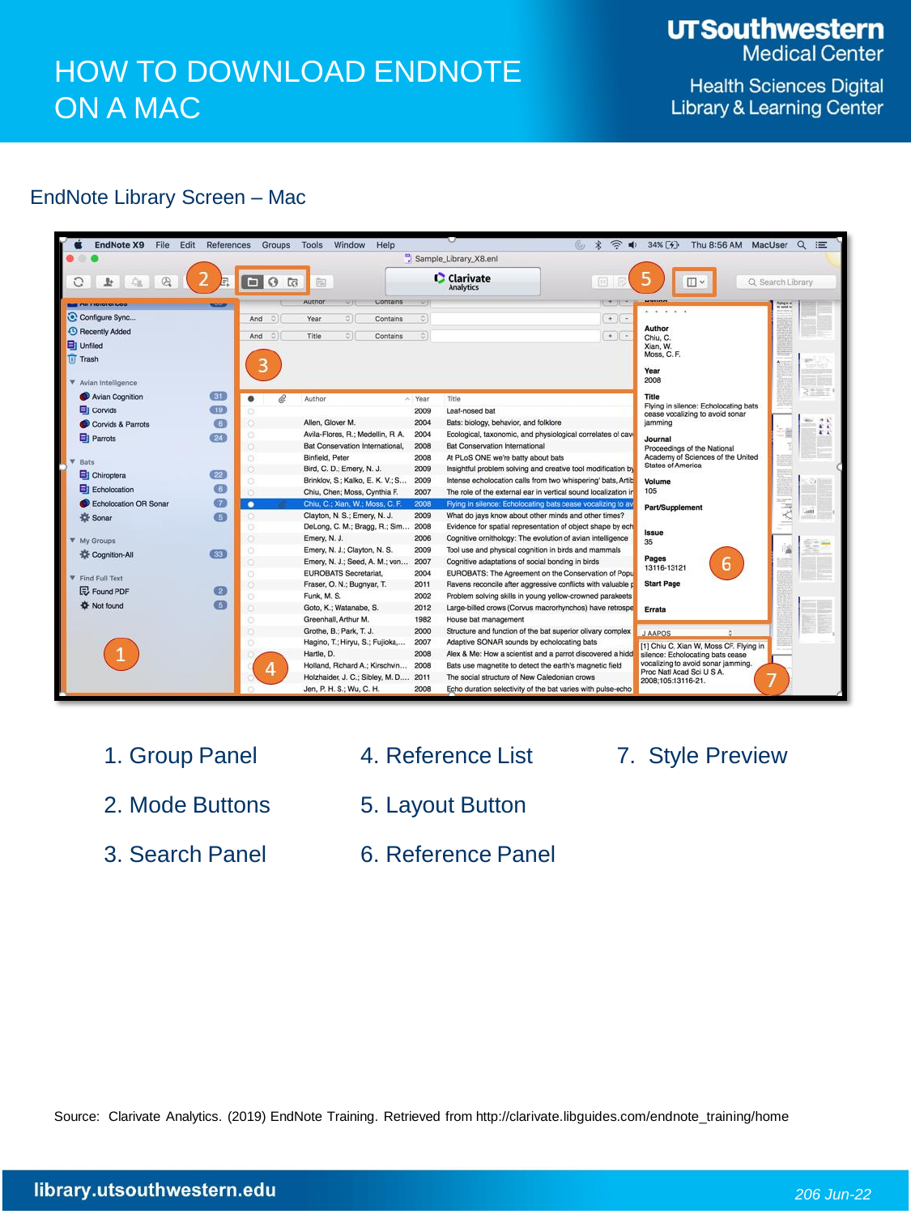# HOW TO DOWNLOAD ENDNOTE ON A MAC

UTSouthwestern Medical Center

Health Sciences Digital Library & Learning Center

## EndNote Library Screen – Mac

1. Group Panel
2. Mode Buttons
3. Search Panel
4. Reference List
5. Layout Button
6. Reference Panel
7. Style Preview

Source: Clarivate Analytics. (2019) EndNote Training. Retrieved from http://clarivate.libguides.com/endnote_training/home

library.utsouthwestern.edu

206 Jun-22